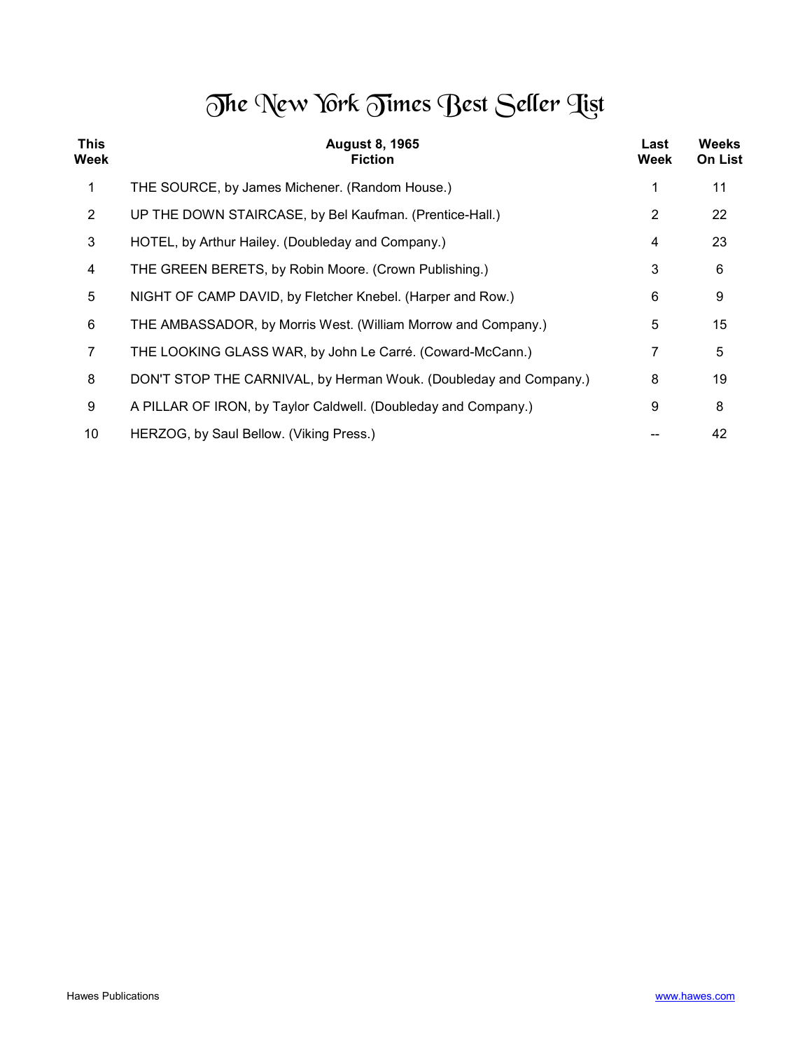# The New York Times Best Seller List

| This Week | August 8, 1965 Fiction | Last Week | Weeks On List |
|---|---|---|---|
| 1 | THE SOURCE, by James Michener. (Random House.) | 1 | 11 |
| 2 | UP THE DOWN STAIRCASE, by Bel Kaufman. (Prentice-Hall.) | 2 | 22 |
| 3 | HOTEL, by Arthur Hailey. (Doubleday and Company.) | 4 | 23 |
| 4 | THE GREEN BERETS, by Robin Moore. (Crown Publishing.) | 3 | 6 |
| 5 | NIGHT OF CAMP DAVID, by Fletcher Knebel. (Harper and Row.) | 6 | 9 |
| 6 | THE AMBASSADOR, by Morris West. (William Morrow and Company.) | 5 | 15 |
| 7 | THE LOOKING GLASS WAR, by John Le Carré. (Coward-McCann.) | 7 | 5 |
| 8 | DON'T STOP THE CARNIVAL, by Herman Wouk. (Doubleday and Company.) | 8 | 19 |
| 9 | A PILLAR OF IRON, by Taylor Caldwell. (Doubleday and Company.) | 9 | 8 |
| 10 | HERZOG, by Saul Bellow. (Viking Press.) | -- | 42 |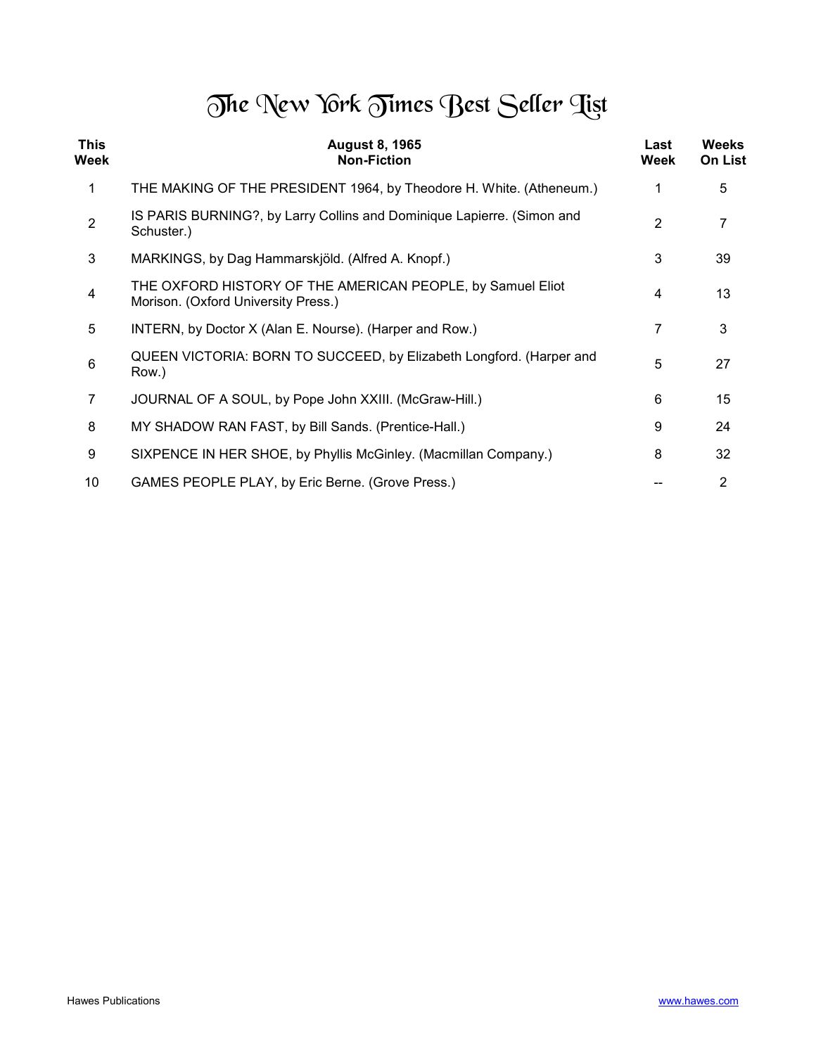# The New York Times Best Seller List

| This Week | August 8, 1965<br>Non-Fiction | Last Week | Weeks On List |
|---|---|---|---|
| 1 | THE MAKING OF THE PRESIDENT 1964, by Theodore H. White. (Atheneum.) | 1 | 5 |
| 2 | IS PARIS BURNING?, by Larry Collins and Dominique Lapierre. (Simon and Schuster.) | 2 | 7 |
| 3 | MARKINGS, by Dag Hammarskjöld. (Alfred A. Knopf.) | 3 | 39 |
| 4 | THE OXFORD HISTORY OF THE AMERICAN PEOPLE, by Samuel Eliot Morison. (Oxford University Press.) | 4 | 13 |
| 5 | INTERN, by Doctor X (Alan E. Nourse). (Harper and Row.) | 7 | 3 |
| 6 | QUEEN VICTORIA: BORN TO SUCCEED, by Elizabeth Longford. (Harper and Row.) | 5 | 27 |
| 7 | JOURNAL OF A SOUL, by Pope John XXIII. (McGraw-Hill.) | 6 | 15 |
| 8 | MY SHADOW RAN FAST, by Bill Sands. (Prentice-Hall.) | 9 | 24 |
| 9 | SIXPENCE IN HER SHOE, by Phyllis McGinley. (Macmillan Company.) | 8 | 32 |
| 10 | GAMES PEOPLE PLAY, by Eric Berne. (Grove Press.) | -- | 2 |

Hawes Publications www.hawes.com